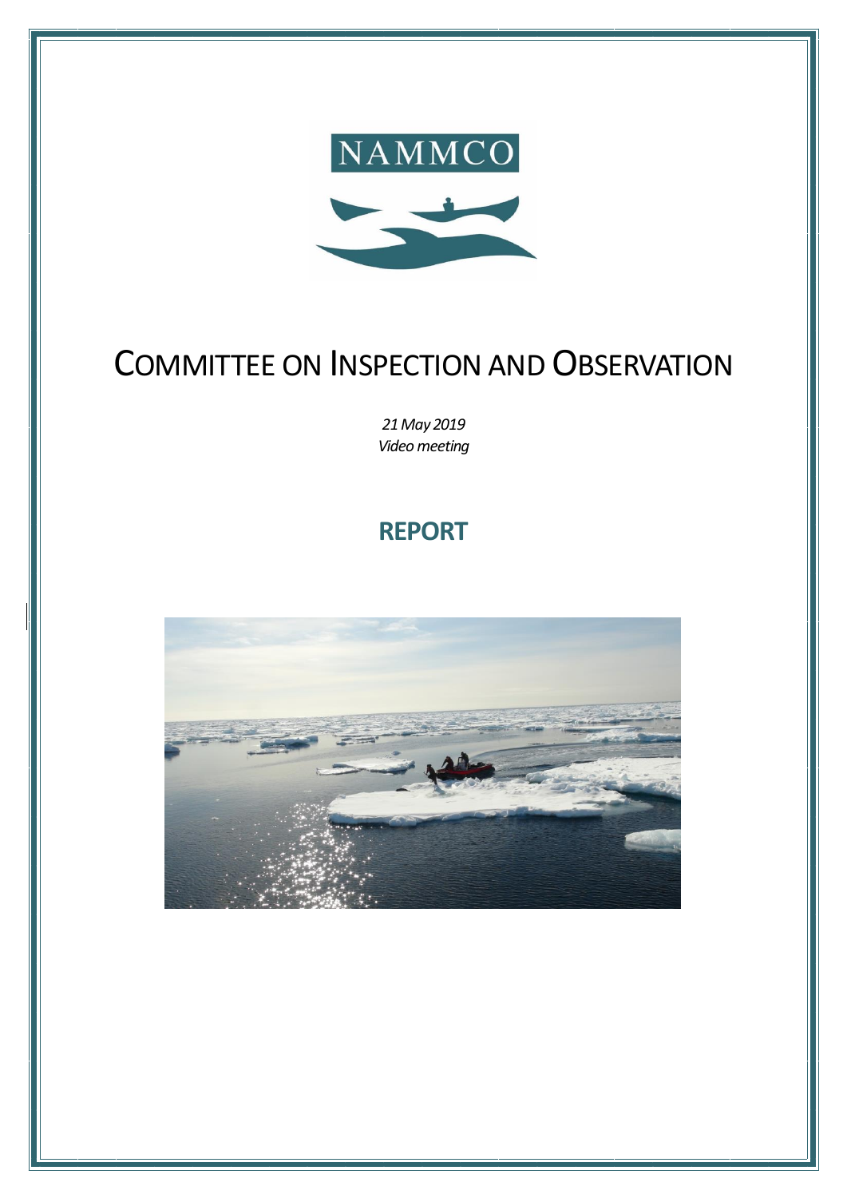NAMMCO

# Committee on Inspection and Observation

*21 May 2019*
*Video meeting*

## REPORT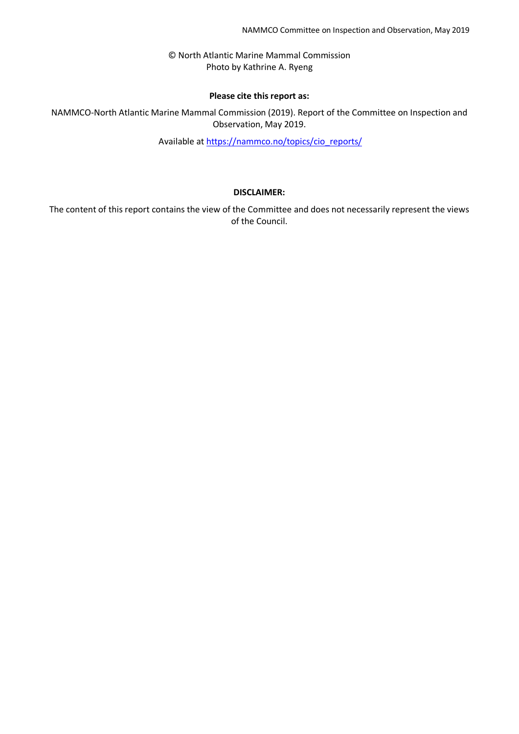© North Atlantic Marine Mammal Commission
Photo by Kathrine A. Ryeng

**Please cite this report as:**

NAMMCO-North Atlantic Marine Mammal Commission (2019). Report of the Committee on Inspection and Observation, May 2019.

Available at https://nammco.no/topics/cio_reports/

**DISCLAIMER:**

The content of this report contains the view of the Committee and does not necessarily represent the views of the Council.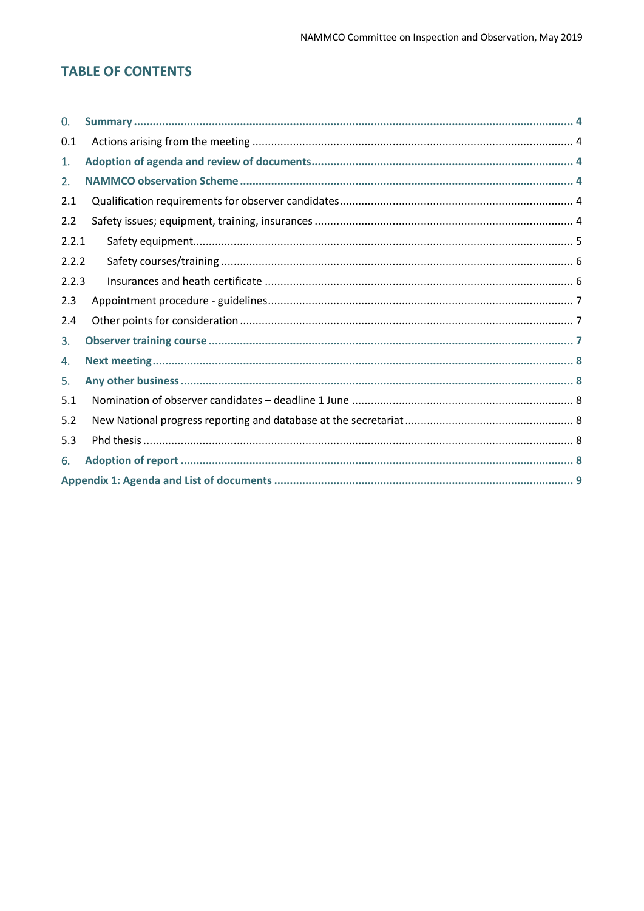## TABLE OF CONTENTS

**0. Summary** ........ **4**

0.1 Actions arising from the meeting ........ 4

**1. Adoption of agenda and review of documents** ........ **4**

**2. NAMMCO observation Scheme** ........ **4**

2.1 Qualification requirements for observer candidates ........ 4

2.2 Safety issues; equipment, training, insurances ........ 4

2.2.1 Safety equipment ........ 5

2.2.2 Safety courses/training ........ 6

2.2.3 Insurances and heath certificate ........ 6

2.3 Appointment procedure - guidelines ........ 7

2.4 Other points for consideration ........ 7

**3. Observer training course** ........ **7**

**4. Next meeting** ........ **8**

**5. Any other business** ........ **8**

5.1 Nomination of observer candidates – deadline 1 June ........ 8

5.2 New National progress reporting and database at the secretariat ........ 8

5.3 Phd thesis ........ 8

**6. Adoption of report** ........ **8**

**Appendix 1: Agenda and List of documents** ........ **9**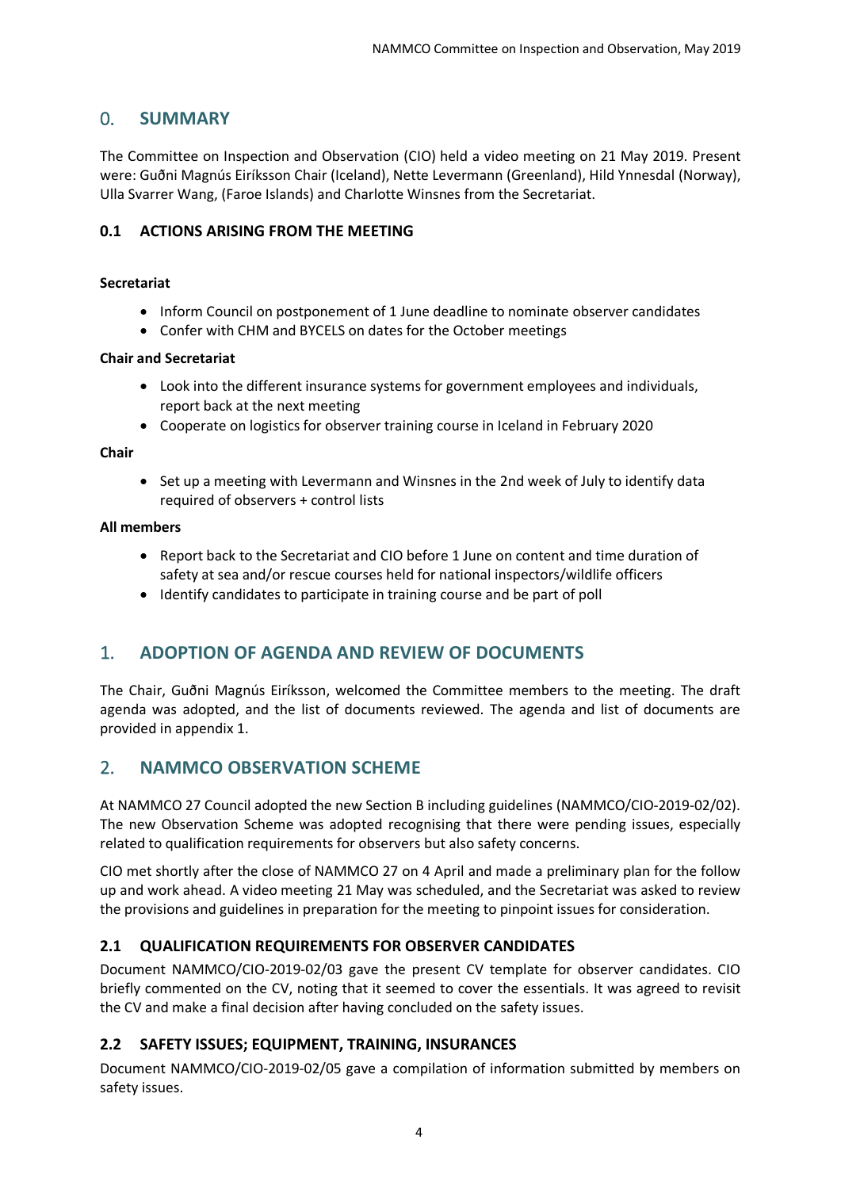## 0. SUMMARY

The Committee on Inspection and Observation (CIO) held a video meeting on 21 May 2019. Present were: Guðni Magnús Eiríksson Chair (Iceland), Nette Levermann (Greenland), Hild Ynnesdal (Norway), Ulla Svarrer Wang, (Faroe Islands) and Charlotte Winsnes from the Secretariat.

### 0.1 ACTIONS ARISING FROM THE MEETING

**Secretariat**

- Inform Council on postponement of 1 June deadline to nominate observer candidates
- Confer with CHM and BYCELS on dates for the October meetings

**Chair and Secretariat**

- Look into the different insurance systems for government employees and individuals, report back at the next meeting
- Cooperate on logistics for observer training course in Iceland in February 2020

**Chair**

- Set up a meeting with Levermann and Winsnes in the 2nd week of July to identify data required of observers + control lists

**All members**

- Report back to the Secretariat and CIO before 1 June on content and time duration of safety at sea and/or rescue courses held for national inspectors/wildlife officers
- Identify candidates to participate in training course and be part of poll

## 1. ADOPTION OF AGENDA AND REVIEW OF DOCUMENTS

The Chair, Guðni Magnús Eiríksson, welcomed the Committee members to the meeting. The draft agenda was adopted, and the list of documents reviewed. The agenda and list of documents are provided in appendix 1.

## 2. NAMMCO OBSERVATION SCHEME

At NAMMCO 27 Council adopted the new Section B including guidelines (NAMMCO/CIO-2019-02/02). The new Observation Scheme was adopted recognising that there were pending issues, especially related to qualification requirements for observers but also safety concerns.

CIO met shortly after the close of NAMMCO 27 on 4 April and made a preliminary plan for the follow up and work ahead. A video meeting 21 May was scheduled, and the Secretariat was asked to review the provisions and guidelines in preparation for the meeting to pinpoint issues for consideration.

### 2.1 QUALIFICATION REQUIREMENTS FOR OBSERVER CANDIDATES

Document NAMMCO/CIO-2019-02/03 gave the present CV template for observer candidates. CIO briefly commented on the CV, noting that it seemed to cover the essentials. It was agreed to revisit the CV and make a final decision after having concluded on the safety issues.

### 2.2 SAFETY ISSUES; EQUIPMENT, TRAINING, INSURANCES

Document NAMMCO/CIO-2019-02/05 gave a compilation of information submitted by members on safety issues.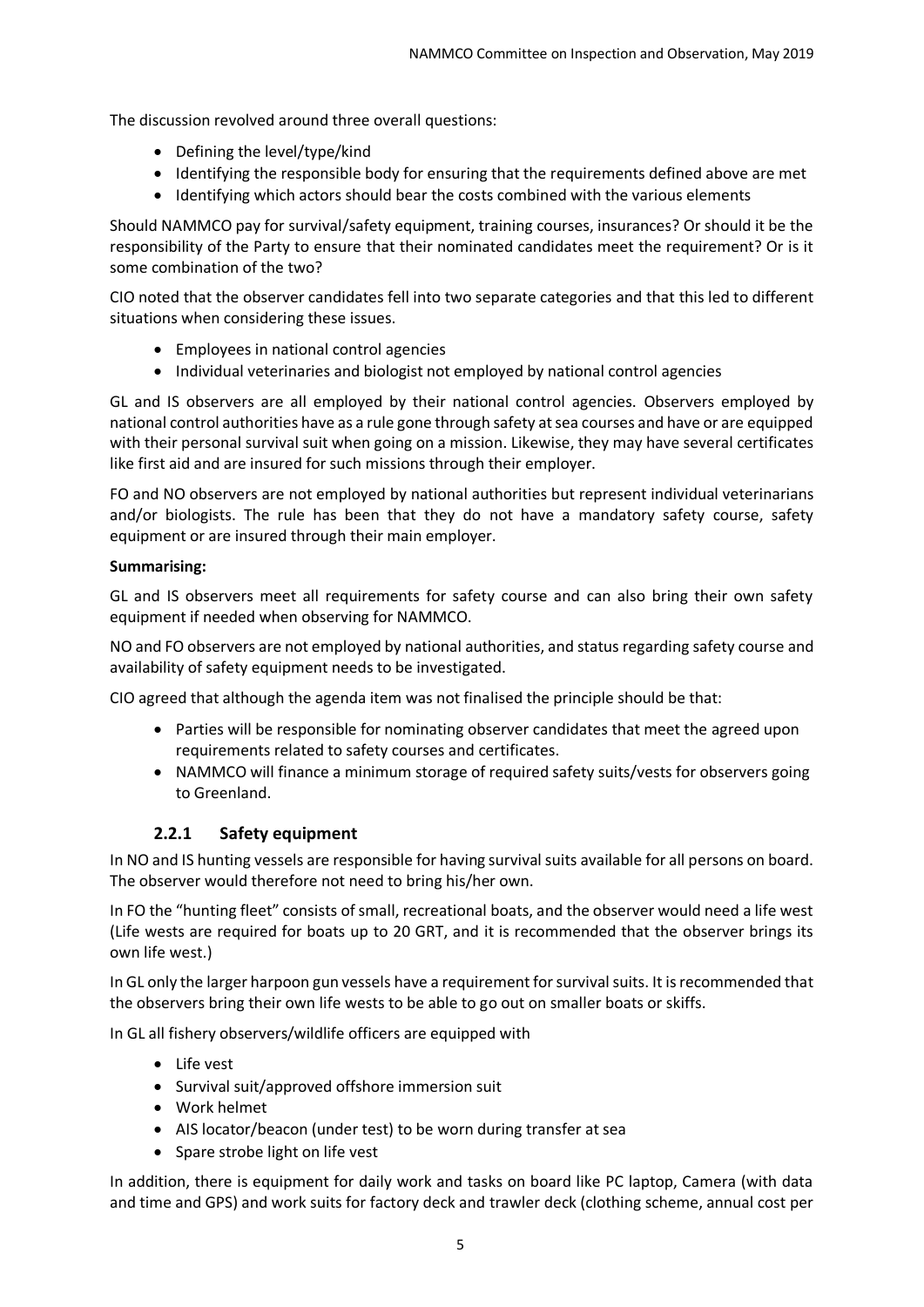The discussion revolved around three overall questions:

- Defining the level/type/kind
- Identifying the responsible body for ensuring that the requirements defined above are met
- Identifying which actors should bear the costs combined with the various elements

Should NAMMCO pay for survival/safety equipment, training courses, insurances? Or should it be the responsibility of the Party to ensure that their nominated candidates meet the requirement? Or is it some combination of the two?

CIO noted that the observer candidates fell into two separate categories and that this led to different situations when considering these issues.

- Employees in national control agencies
- Individual veterinaries and biologist not employed by national control agencies

GL and IS observers are all employed by their national control agencies. Observers employed by national control authorities have as a rule gone through safety at sea courses and have or are equipped with their personal survival suit when going on a mission. Likewise, they may have several certificates like first aid and are insured for such missions through their employer.

FO and NO observers are not employed by national authorities but represent individual veterinarians and/or biologists. The rule has been that they do not have a mandatory safety course, safety equipment or are insured through their main employer.

**Summarising:**

GL and IS observers meet all requirements for safety course and can also bring their own safety equipment if needed when observing for NAMMCO.

NO and FO observers are not employed by national authorities, and status regarding safety course and availability of safety equipment needs to be investigated.

CIO agreed that although the agenda item was not finalised the principle should be that:

- Parties will be responsible for nominating observer candidates that meet the agreed upon requirements related to safety courses and certificates.
- NAMMCO will finance a minimum storage of required safety suits/vests for observers going to Greenland.

### 2.2.1 Safety equipment

In NO and IS hunting vessels are responsible for having survival suits available for all persons on board. The observer would therefore not need to bring his/her own.

In FO the "hunting fleet" consists of small, recreational boats, and the observer would need a life west (Life wests are required for boats up to 20 GRT, and it is recommended that the observer brings its own life west.)

In GL only the larger harpoon gun vessels have a requirement for survival suits. It is recommended that the observers bring their own life wests to be able to go out on smaller boats or skiffs.

In GL all fishery observers/wildlife officers are equipped with

- Life vest
- Survival suit/approved offshore immersion suit
- Work helmet
- AIS locator/beacon (under test) to be worn during transfer at sea
- Spare strobe light on life vest

In addition, there is equipment for daily work and tasks on board like PC laptop, Camera (with data and time and GPS) and work suits for factory deck and trawler deck (clothing scheme, annual cost per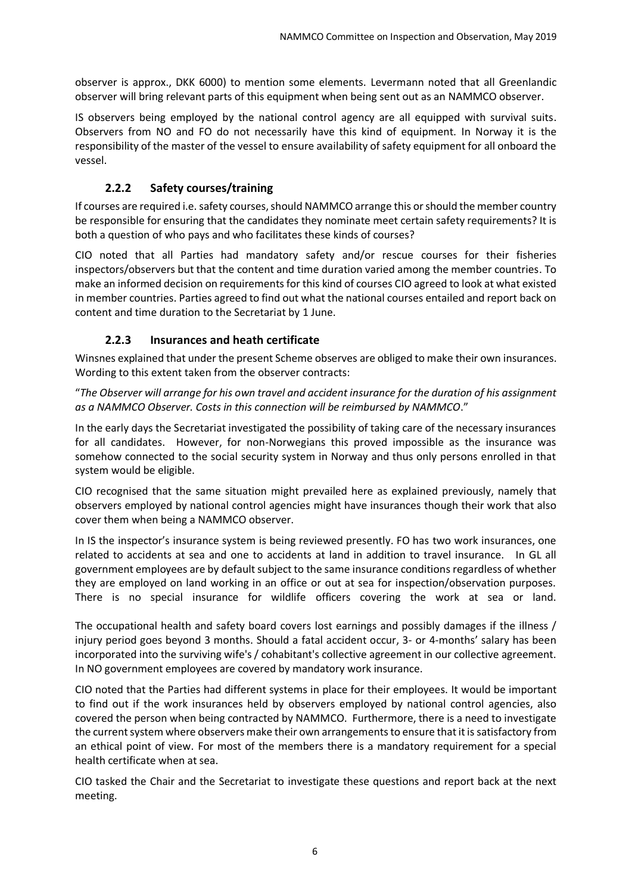observer is approx., DKK 6000) to mention some elements. Levermann noted that all Greenlandic observer will bring relevant parts of this equipment when being sent out as an NAMMCO observer.

IS observers being employed by the national control agency are all equipped with survival suits. Observers from NO and FO do not necessarily have this kind of equipment. In Norway it is the responsibility of the master of the vessel to ensure availability of safety equipment for all onboard the vessel.

### 2.2.2 Safety courses/training

If courses are required i.e. safety courses, should NAMMCO arrange this or should the member country be responsible for ensuring that the candidates they nominate meet certain safety requirements? It is both a question of who pays and who facilitates these kinds of courses?

CIO noted that all Parties had mandatory safety and/or rescue courses for their fisheries inspectors/observers but that the content and time duration varied among the member countries. To make an informed decision on requirements for this kind of courses CIO agreed to look at what existed in member countries. Parties agreed to find out what the national courses entailed and report back on content and time duration to the Secretariat by 1 June.

### 2.2.3 Insurances and heath certificate

Winsnes explained that under the present Scheme observes are obliged to make their own insurances. Wording to this extent taken from the observer contracts:

"*The Observer will arrange for his own travel and accident insurance for the duration of his assignment as a NAMMCO Observer. Costs in this connection will be reimbursed by NAMMCO*."

In the early days the Secretariat investigated the possibility of taking care of the necessary insurances for all candidates. However, for non-Norwegians this proved impossible as the insurance was somehow connected to the social security system in Norway and thus only persons enrolled in that system would be eligible.

CIO recognised that the same situation might prevailed here as explained previously, namely that observers employed by national control agencies might have insurances though their work that also cover them when being a NAMMCO observer.

In IS the inspector's insurance system is being reviewed presently. FO has two work insurances, one related to accidents at sea and one to accidents at land in addition to travel insurance. In GL all government employees are by default subject to the same insurance conditions regardless of whether they are employed on land working in an office or out at sea for inspection/observation purposes. There is no special insurance for wildlife officers covering the work at sea or land.

The occupational health and safety board covers lost earnings and possibly damages if the illness / injury period goes beyond 3 months. Should a fatal accident occur, 3- or 4-months' salary has been incorporated into the surviving wife's / cohabitant's collective agreement in our collective agreement. In NO government employees are covered by mandatory work insurance.

CIO noted that the Parties had different systems in place for their employees. It would be important to find out if the work insurances held by observers employed by national control agencies, also covered the person when being contracted by NAMMCO. Furthermore, there is a need to investigate the current system where observers make their own arrangements to ensure that it is satisfactory from an ethical point of view. For most of the members there is a mandatory requirement for a special health certificate when at sea.

CIO tasked the Chair and the Secretariat to investigate these questions and report back at the next meeting.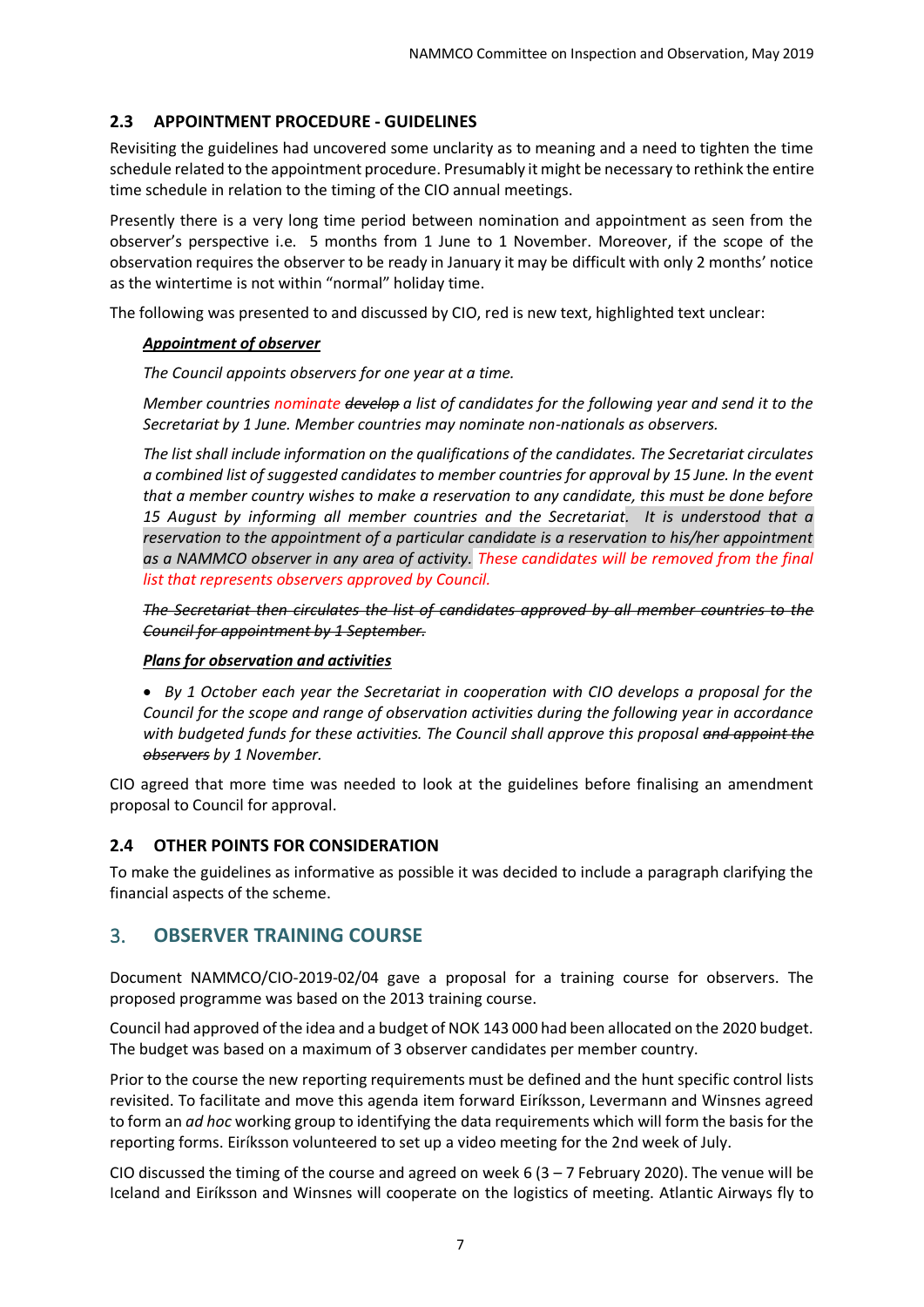### 2.3 APPOINTMENT PROCEDURE - GUIDELINES

Revisiting the guidelines had uncovered some unclarity as to meaning and a need to tighten the time schedule related to the appointment procedure. Presumably it might be necessary to rethink the entire time schedule in relation to the timing of the CIO annual meetings.

Presently there is a very long time period between nomination and appointment as seen from the observer's perspective i.e. 5 months from 1 June to 1 November. Moreover, if the scope of the observation requires the observer to be ready in January it may be difficult with only 2 months' notice as the wintertime is not within "normal" holiday time.

The following was presented to and discussed by CIO, red is new text, highlighted text unclear:

> ***Appointment of observer***
>
> *The Council appoints observers for one year at a time.*
>
> *Member countries nominate ~~develop~~ a list of candidates for the following year and send it to the Secretariat by 1 June. Member countries may nominate non-nationals as observers.*
>
> *The list shall include information on the qualifications of the candidates. The Secretariat circulates a combined list of suggested candidates to member countries for approval by 15 June. In the event that a member country wishes to make a reservation to any candidate, this must be done before 15 August by informing all member countries and the Secretariat. It is understood that a reservation to the appointment of a particular candidate is a reservation to his/her appointment as a NAMMCO observer in any area of activity. These candidates will be removed from the final list that represents observers approved by Council.*
>
> *~~The Secretariat then circulates the list of candidates approved by all member countries to the Council for appointment by 1 September.~~*
>
> ***Plans for observation and activities***
>
> - *By 1 October each year the Secretariat in cooperation with CIO develops a proposal for the Council for the scope and range of observation activities during the following year in accordance with budgeted funds for these activities. The Council shall approve this proposal ~~and appoint the observers~~ by 1 November.*

CIO agreed that more time was needed to look at the guidelines before finalising an amendment proposal to Council for approval.

### 2.4 OTHER POINTS FOR CONSIDERATION

To make the guidelines as informative as possible it was decided to include a paragraph clarifying the financial aspects of the scheme.

## 3. OBSERVER TRAINING COURSE

Document NAMMCO/CIO-2019-02/04 gave a proposal for a training course for observers. The proposed programme was based on the 2013 training course.

Council had approved of the idea and a budget of NOK 143 000 had been allocated on the 2020 budget. The budget was based on a maximum of 3 observer candidates per member country.

Prior to the course the new reporting requirements must be defined and the hunt specific control lists revisited. To facilitate and move this agenda item forward Eiríksson, Levermann and Winsnes agreed to form an *ad hoc* working group to identifying the data requirements which will form the basis for the reporting forms. Eiríksson volunteered to set up a video meeting for the 2nd week of July.

CIO discussed the timing of the course and agreed on week 6 (3 – 7 February 2020). The venue will be Iceland and Eiríksson and Winsnes will cooperate on the logistics of meeting. Atlantic Airways fly to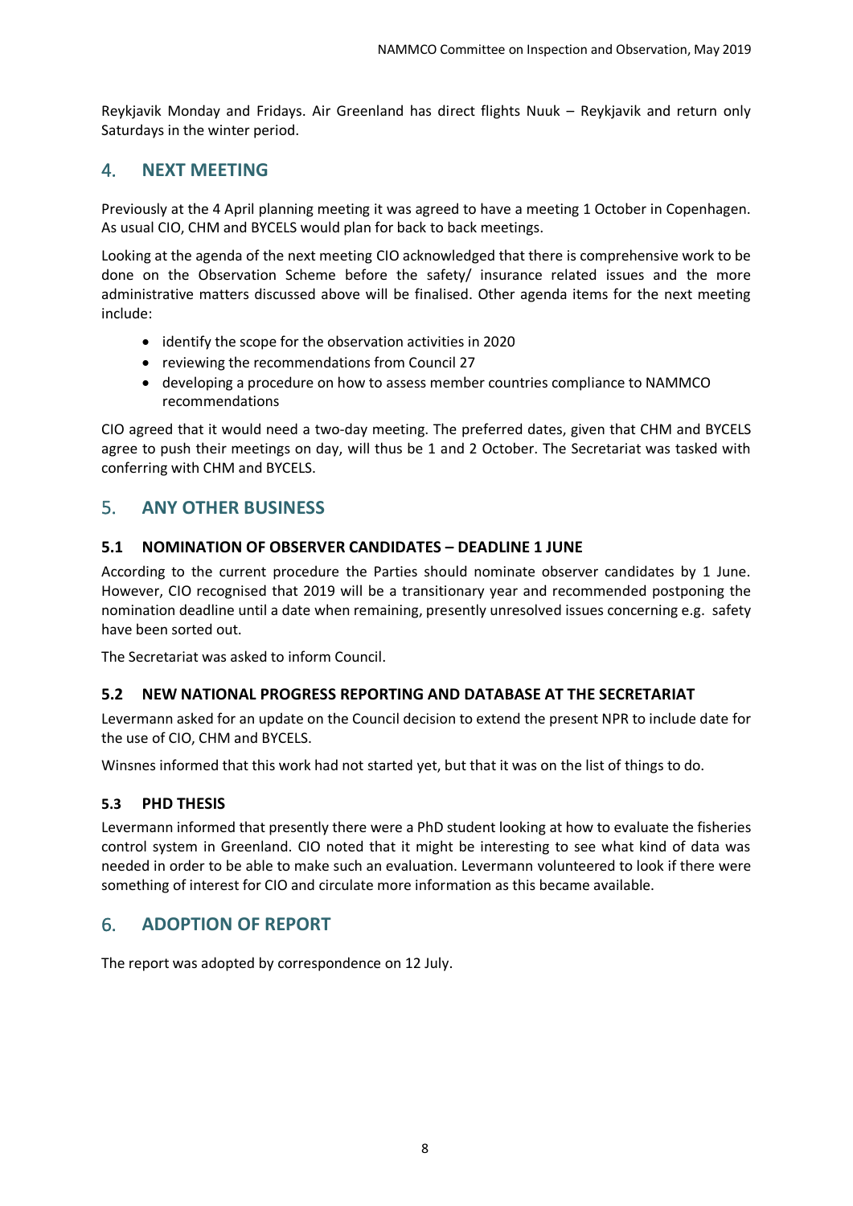Reykjavik Monday and Fridays. Air Greenland has direct flights Nuuk – Reykjavik and return only Saturdays in the winter period.

## 4. NEXT MEETING

Previously at the 4 April planning meeting it was agreed to have a meeting 1 October in Copenhagen. As usual CIO, CHM and BYCELS would plan for back to back meetings.

Looking at the agenda of the next meeting CIO acknowledged that there is comprehensive work to be done on the Observation Scheme before the safety/ insurance related issues and the more administrative matters discussed above will be finalised. Other agenda items for the next meeting include:

- identify the scope for the observation activities in 2020
- reviewing the recommendations from Council 27
- developing a procedure on how to assess member countries compliance to NAMMCO recommendations

CIO agreed that it would need a two-day meeting. The preferred dates, given that CHM and BYCELS agree to push their meetings on day, will thus be 1 and 2 October. The Secretariat was tasked with conferring with CHM and BYCELS.

## 5. ANY OTHER BUSINESS

### 5.1 NOMINATION OF OBSERVER CANDIDATES – DEADLINE 1 JUNE

According to the current procedure the Parties should nominate observer candidates by 1 June. However, CIO recognised that 2019 will be a transitionary year and recommended postponing the nomination deadline until a date when remaining, presently unresolved issues concerning e.g. safety have been sorted out.

The Secretariat was asked to inform Council.

### 5.2 NEW NATIONAL PROGRESS REPORTING AND DATABASE AT THE SECRETARIAT

Levermann asked for an update on the Council decision to extend the present NPR to include date for the use of CIO, CHM and BYCELS.

Winsnes informed that this work had not started yet, but that it was on the list of things to do.

### 5.3 PHD THESIS

Levermann informed that presently there were a PhD student looking at how to evaluate the fisheries control system in Greenland. CIO noted that it might be interesting to see what kind of data was needed in order to be able to make such an evaluation. Levermann volunteered to look if there were something of interest for CIO and circulate more information as this became available.

## 6. ADOPTION OF REPORT

The report was adopted by correspondence on 12 July.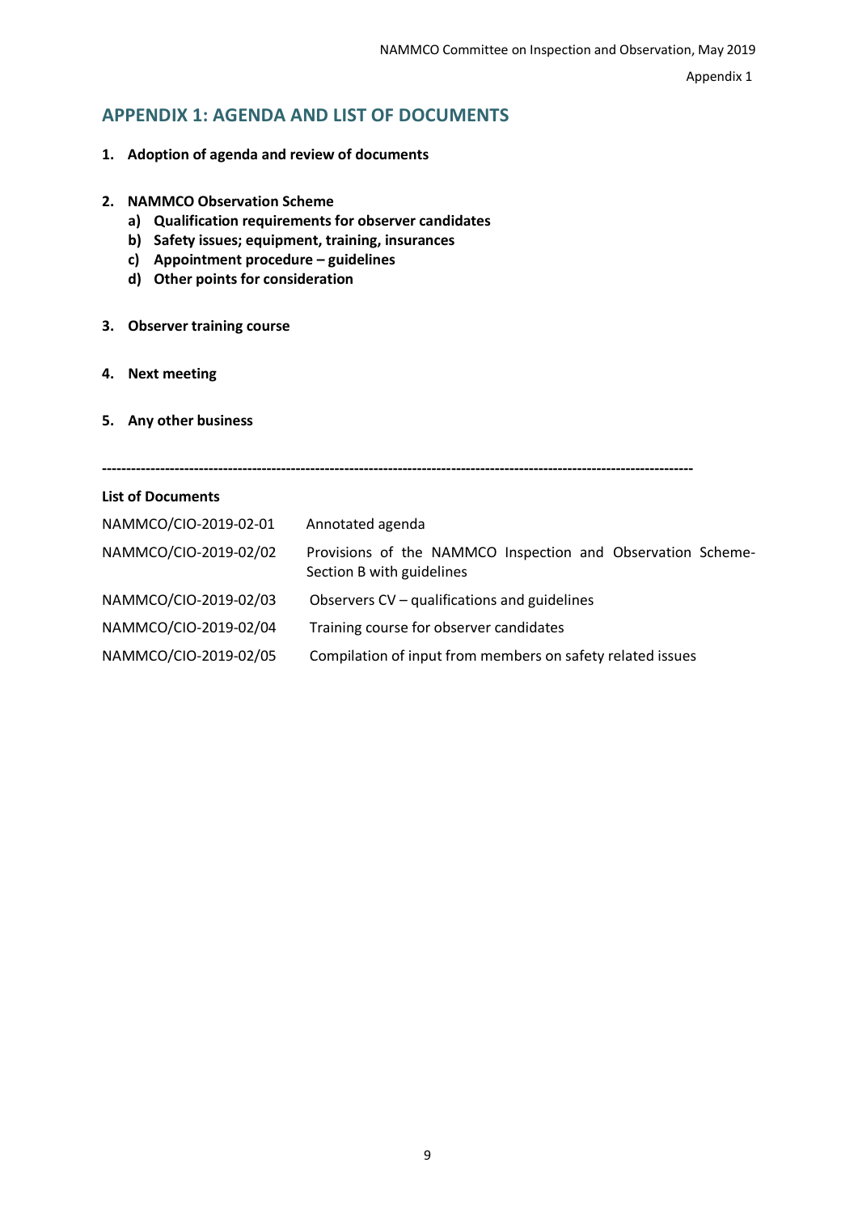## APPENDIX 1: AGENDA AND LIST OF DOCUMENTS

1. **Adoption of agenda and review of documents**

2. **NAMMCO Observation Scheme**
   a) **Qualification requirements for observer candidates**
   b) **Safety issues; equipment, training, insurances**
   c) **Appointment procedure – guidelines**
   d) **Other points for consideration**

3. **Observer training course**

4. **Next meeting**

5. **Any other business**

---

**List of Documents**

| | |
|---|---|
| NAMMCO/CIO-2019-02-01 | Annotated agenda |
| NAMMCO/CIO-2019-02/02 | Provisions of the NAMMCO Inspection and Observation Scheme-Section B with guidelines |
| NAMMCO/CIO-2019-02/03 | Observers CV – qualifications and guidelines |
| NAMMCO/CIO-2019-02/04 | Training course for observer candidates |
| NAMMCO/CIO-2019-02/05 | Compilation of input from members on safety related issues |